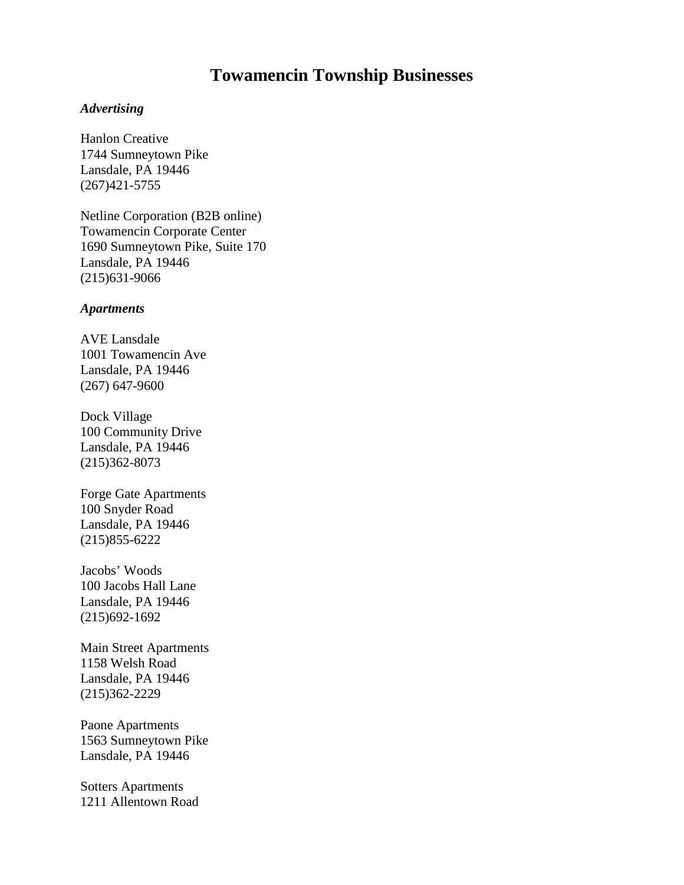# Towamencin Township Businesses

***Advertising***

Hanlon Creative
1744 Sumneytown Pike
Lansdale, PA 19446
(267)421-5755

Netline Corporation (B2B online)
Towamencin Corporate Center
1690 Sumneytown Pike, Suite 170
Lansdale, PA 19446
(215)631-9066

***Apartments***

AVE Lansdale
1001 Towamencin Ave
Lansdale, PA 19446
(267) 647-9600

Dock Village
100 Community Drive
Lansdale, PA 19446
(215)362-8073

Forge Gate Apartments
100 Snyder Road
Lansdale, PA 19446
(215)855-6222

Jacobs' Woods
100 Jacobs Hall Lane
Lansdale, PA 19446
(215)692-1692

Main Street Apartments
1158 Welsh Road
Lansdale, PA 19446
(215)362-2229

Paone Apartments
1563 Sumneytown Pike
Lansdale, PA 19446

Sotters Apartments
1211 Allentown Road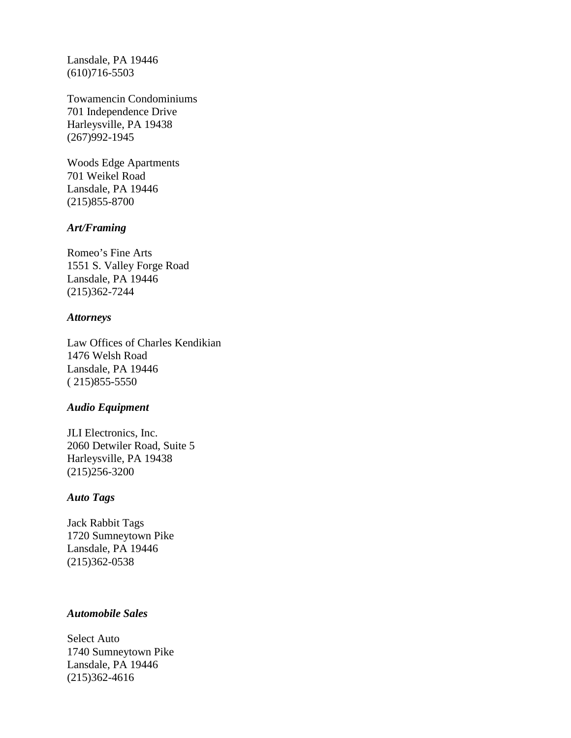Lansdale, PA 19446
(610)716-5503

Towamencin Condominiums
701 Independence Drive
Harleysville, PA 19438
(267)992-1945

Woods Edge Apartments
701 Weikel Road
Lansdale, PA 19446
(215)855-8700

***Art/Framing***

Romeo's Fine Arts
1551 S. Valley Forge Road
Lansdale, PA 19446
(215)362-7244

***Attorneys***

Law Offices of Charles Kendikian
1476 Welsh Road
Lansdale, PA 19446
( 215)855-5550

***Audio Equipment***

JLI Electronics, Inc.
2060 Detwiler Road, Suite 5
Harleysville, PA 19438
(215)256-3200

***Auto Tags***

Jack Rabbit Tags
1720 Sumneytown Pike
Lansdale, PA 19446
(215)362-0538

***Automobile Sales***

Select Auto
1740 Sumneytown Pike
Lansdale, PA 19446
(215)362-4616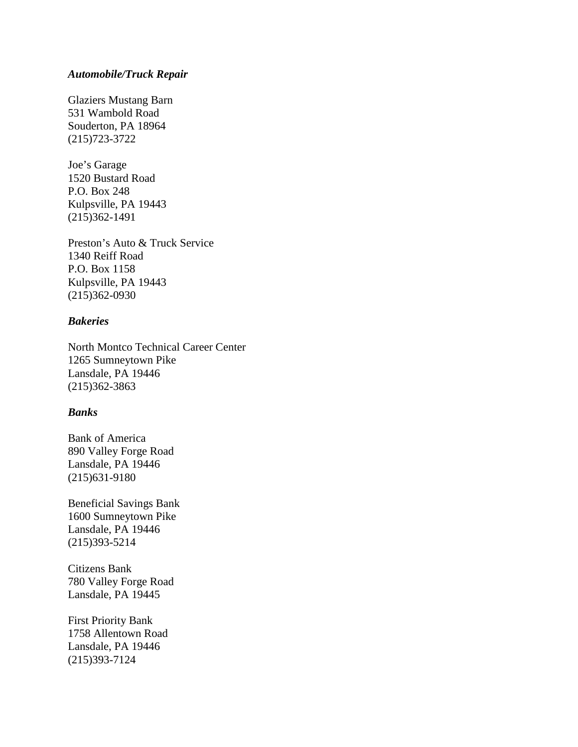***Automobile/Truck Repair***

Glaziers Mustang Barn
531 Wambold Road
Souderton, PA 18964
(215)723-3722

Joe's Garage
1520 Bustard Road
P.O. Box 248
Kulpsville, PA 19443
(215)362-1491

Preston's Auto & Truck Service
1340 Reiff Road
P.O. Box 1158
Kulpsville, PA 19443
(215)362-0930

***Bakeries***

North Montco Technical Career Center
1265 Sumneytown Pike
Lansdale, PA 19446
(215)362-3863

***Banks***

Bank of America
890 Valley Forge Road
Lansdale, PA 19446
(215)631-9180

Beneficial Savings Bank
1600 Sumneytown Pike
Lansdale, PA 19446
(215)393-5214

Citizens Bank
780 Valley Forge Road
Lansdale, PA 19445

First Priority Bank
1758 Allentown Road
Lansdale, PA 19446
(215)393-7124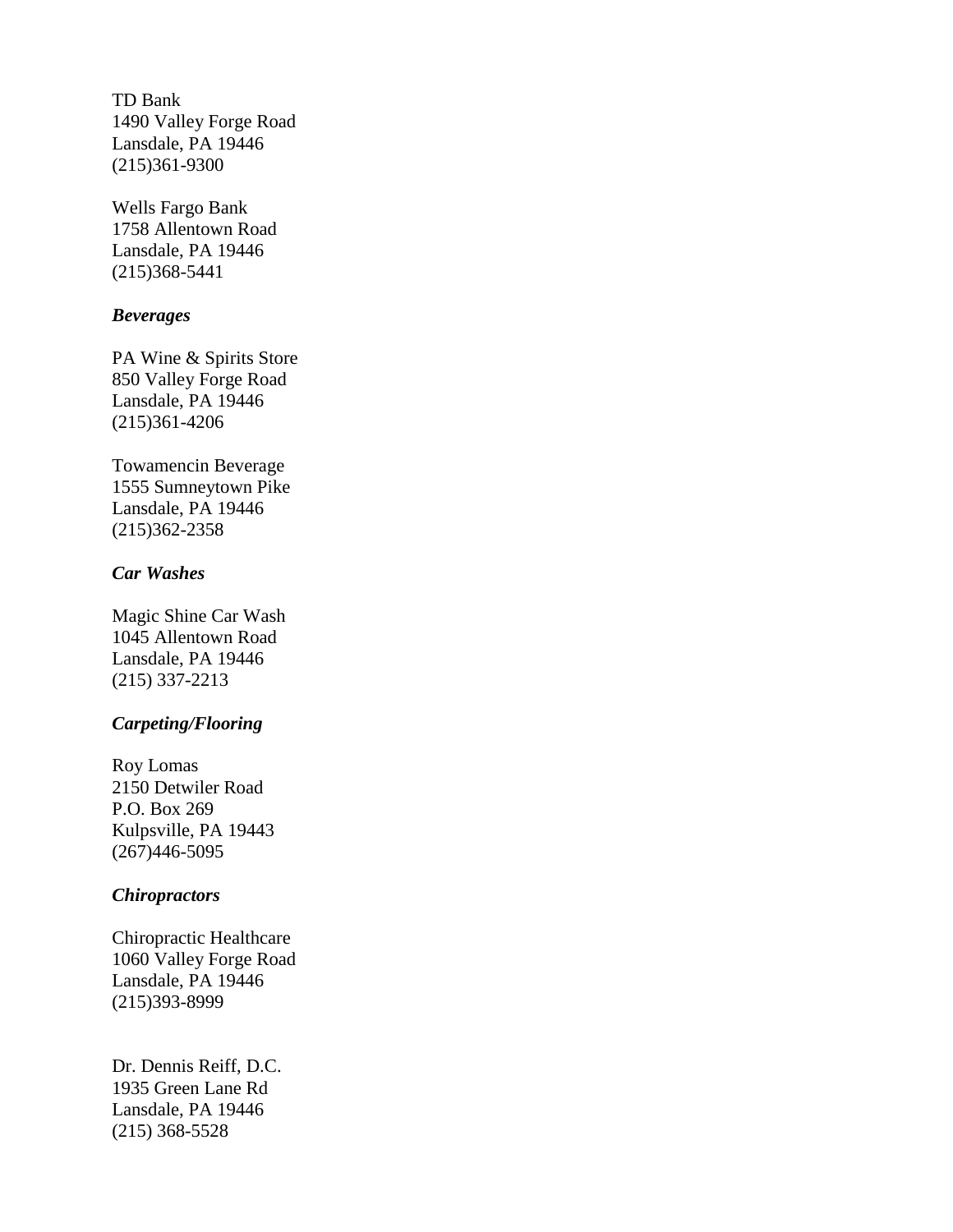TD Bank
1490 Valley Forge Road
Lansdale, PA 19446
(215)361-9300

Wells Fargo Bank
1758 Allentown Road
Lansdale, PA 19446
(215)368-5441

***Beverages***

PA Wine & Spirits Store
850 Valley Forge Road
Lansdale, PA 19446
(215)361-4206

Towamencin Beverage
1555 Sumneytown Pike
Lansdale, PA 19446
(215)362-2358

***Car Washes***

Magic Shine Car Wash
1045 Allentown Road
Lansdale, PA 19446
(215) 337-2213

***Carpeting/Flooring***

Roy Lomas
2150 Detwiler Road
P.O. Box 269
Kulpsville, PA 19443
(267)446-5095

***Chiropractors***

Chiropractic Healthcare
1060 Valley Forge Road
Lansdale, PA 19446
(215)393-8999

Dr. Dennis Reiff, D.C.
1935 Green Lane Rd
Lansdale, PA 19446
(215) 368-5528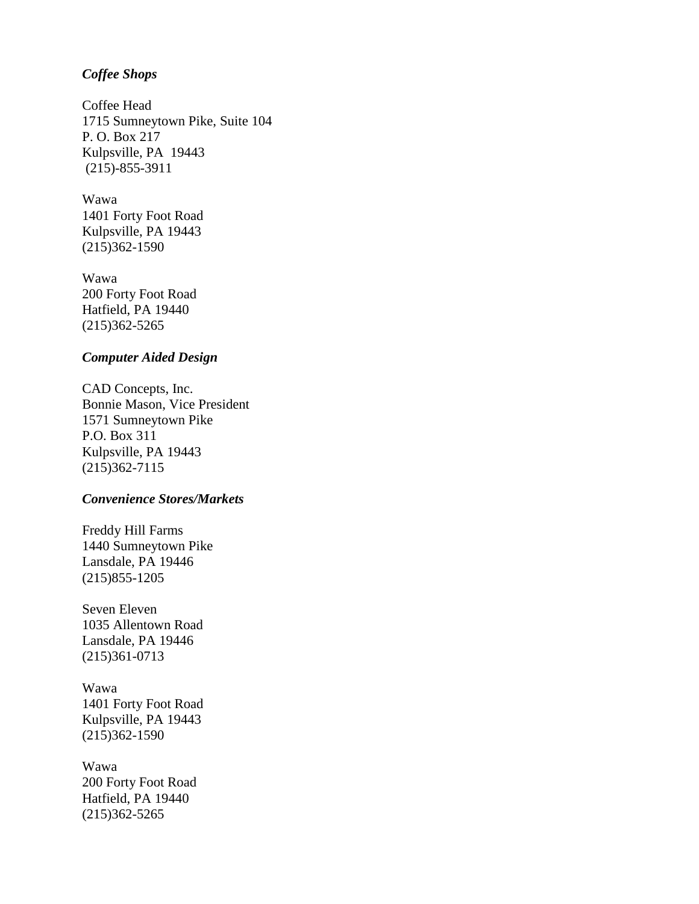***Coffee Shops***

Coffee Head
1715 Sumneytown Pike, Suite 104
P. O. Box 217
Kulpsville, PA  19443
(215)-855-3911

Wawa
1401 Forty Foot Road
Kulpsville, PA 19443
(215)362-1590

Wawa
200 Forty Foot Road
Hatfield, PA 19440
(215)362-5265

***Computer Aided Design***

CAD Concepts, Inc.
Bonnie Mason, Vice President
1571 Sumneytown Pike
P.O. Box 311
Kulpsville, PA 19443
(215)362-7115

***Convenience Stores/Markets***

Freddy Hill Farms
1440 Sumneytown Pike
Lansdale, PA 19446
(215)855-1205

Seven Eleven
1035 Allentown Road
Lansdale, PA 19446
(215)361-0713

Wawa
1401 Forty Foot Road
Kulpsville, PA 19443
(215)362-1590

Wawa
200 Forty Foot Road
Hatfield, PA 19440
(215)362-5265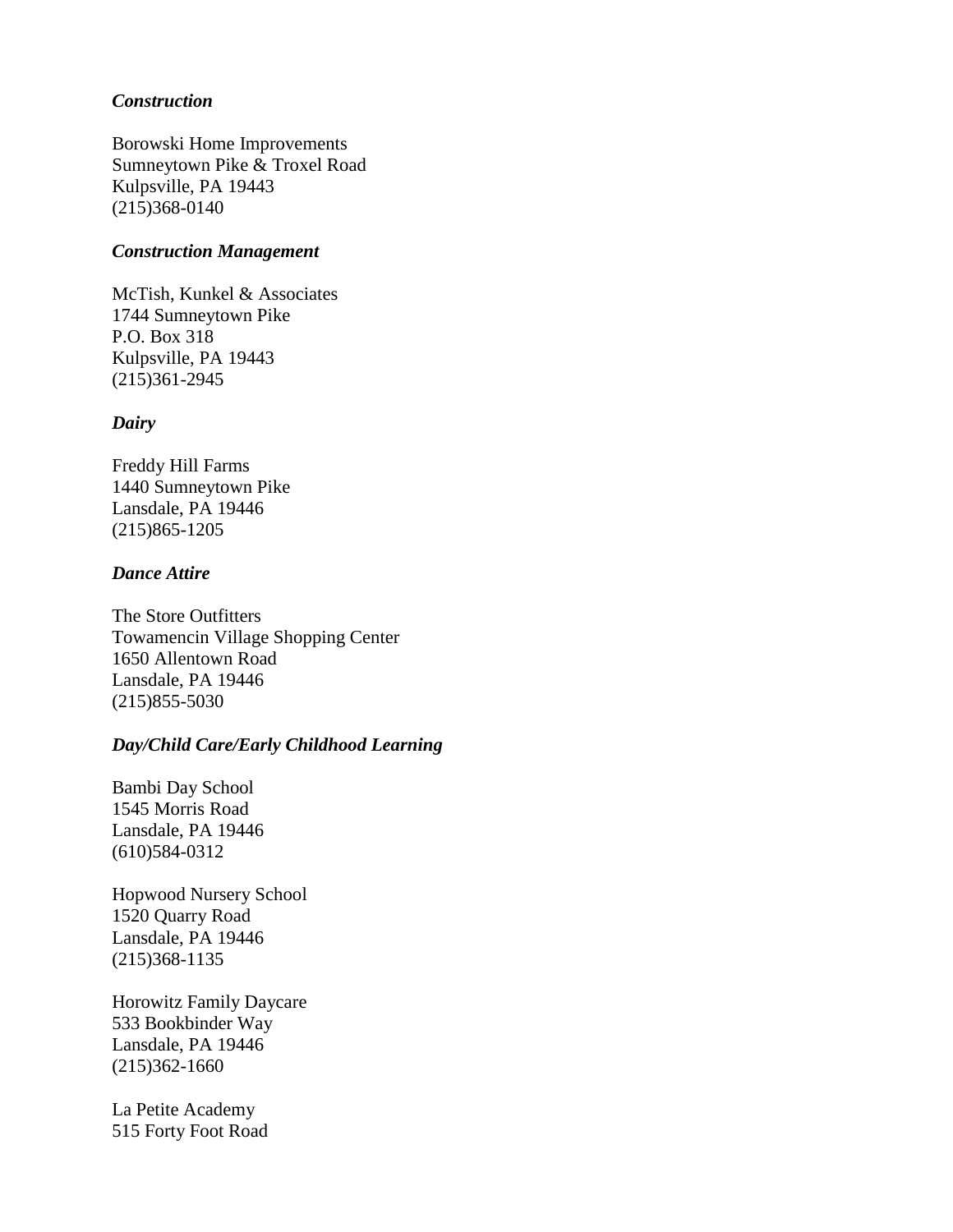***Construction***

Borowski Home Improvements
Sumneytown Pike & Troxel Road
Kulpsville, PA 19443
(215)368-0140

***Construction Management***

McTish, Kunkel & Associates
1744 Sumneytown Pike
P.O. Box 318
Kulpsville, PA 19443
(215)361-2945

***Dairy***

Freddy Hill Farms
1440 Sumneytown Pike
Lansdale, PA 19446
(215)865-1205

***Dance Attire***

The Store Outfitters
Towamencin Village Shopping Center
1650 Allentown Road
Lansdale, PA 19446
(215)855-5030

***Day/Child Care/Early Childhood Learning***

Bambi Day School
1545 Morris Road
Lansdale, PA 19446
(610)584-0312

Hopwood Nursery School
1520 Quarry Road
Lansdale, PA 19446
(215)368-1135

Horowitz Family Daycare
533 Bookbinder Way
Lansdale, PA 19446
(215)362-1660

La Petite Academy
515 Forty Foot Road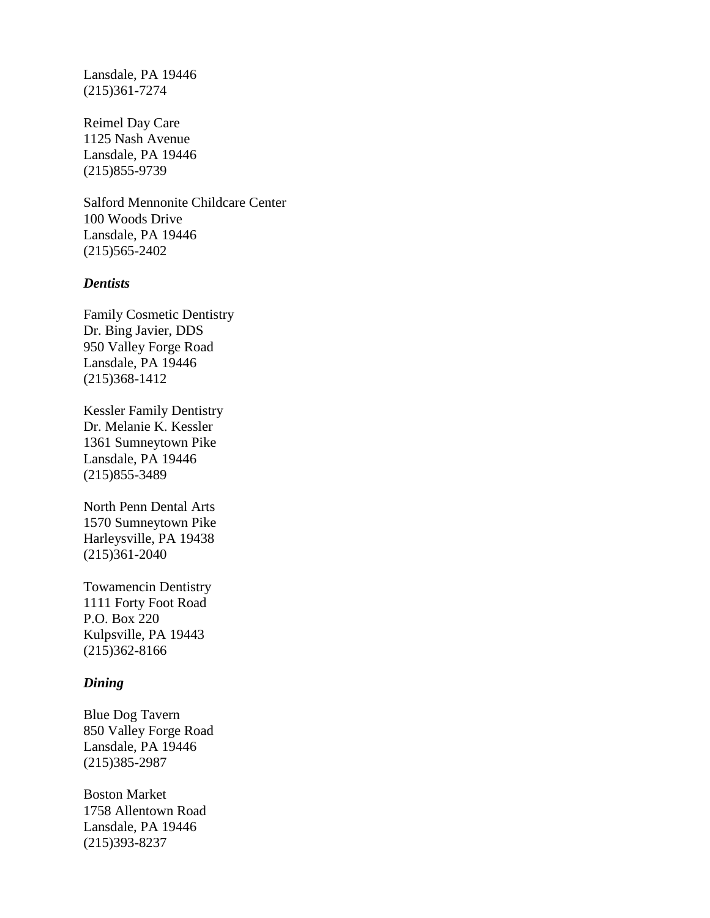Lansdale, PA 19446
(215)361-7274

Reimel Day Care
1125 Nash Avenue
Lansdale, PA 19446
(215)855-9739

Salford Mennonite Childcare Center
100 Woods Drive
Lansdale, PA 19446
(215)565-2402

***Dentists***

Family Cosmetic Dentistry
Dr. Bing Javier, DDS
950 Valley Forge Road
Lansdale, PA 19446
(215)368-1412

Kessler Family Dentistry
Dr. Melanie K. Kessler
1361 Sumneytown Pike
Lansdale, PA 19446
(215)855-3489

North Penn Dental Arts
1570 Sumneytown Pike
Harleysville, PA 19438
(215)361-2040

Towamencin Dentistry
1111 Forty Foot Road
P.O. Box 220
Kulpsville, PA 19443
(215)362-8166

***Dining***

Blue Dog Tavern
850 Valley Forge Road
Lansdale, PA 19446
(215)385-2987

Boston Market
1758 Allentown Road
Lansdale, PA 19446
(215)393-8237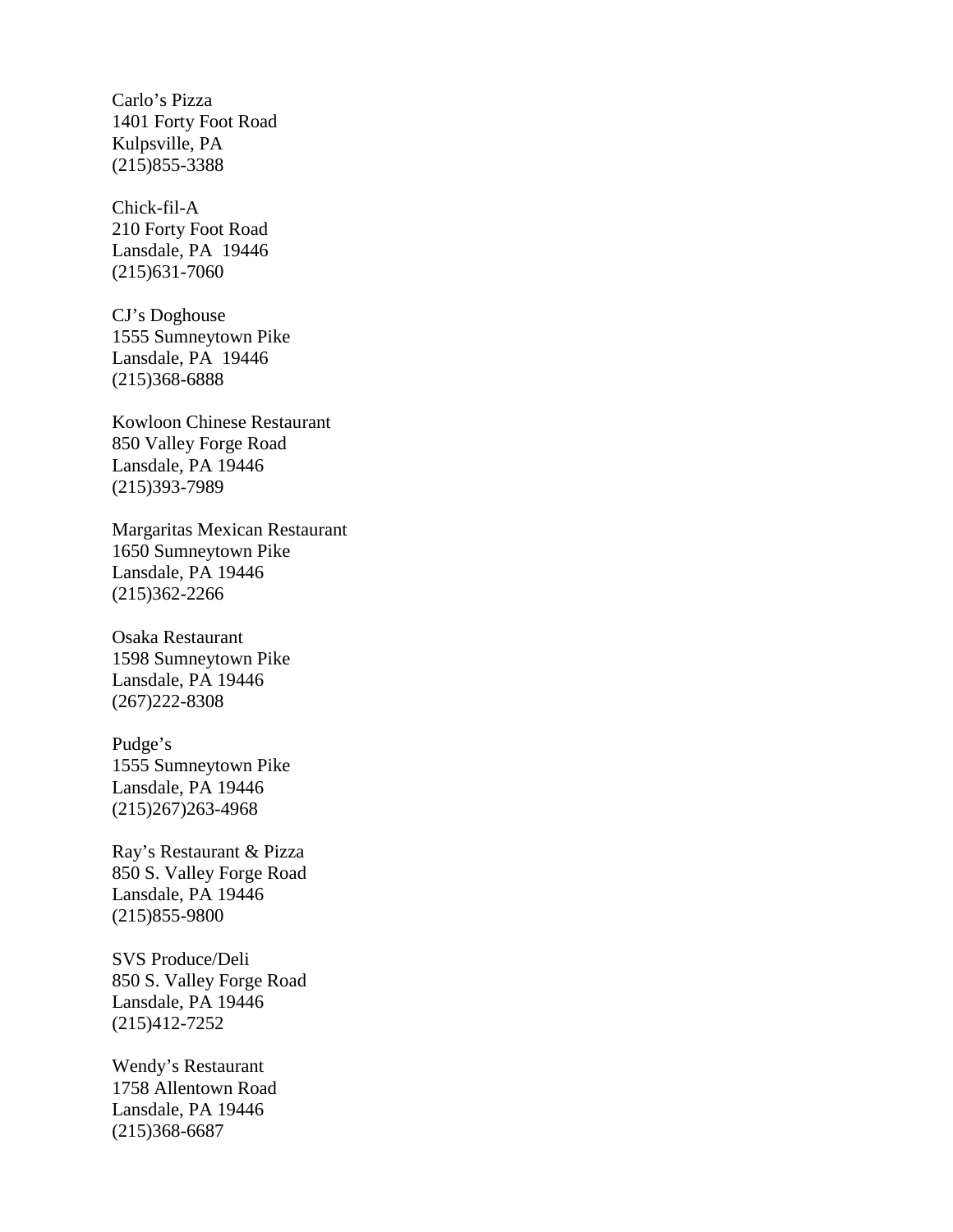Carlo's Pizza
1401 Forty Foot Road
Kulpsville, PA
(215)855-3388

Chick-fil-A
210 Forty Foot Road
Lansdale, PA  19446
(215)631-7060

CJ's Doghouse
1555 Sumneytown Pike
Lansdale, PA  19446
(215)368-6888

Kowloon Chinese Restaurant
850 Valley Forge Road
Lansdale, PA 19446
(215)393-7989

Margaritas Mexican Restaurant
1650 Sumneytown Pike
Lansdale, PA 19446
(215)362-2266

Osaka Restaurant
1598 Sumneytown Pike
Lansdale, PA 19446
(267)222-8308

Pudge's
1555 Sumneytown Pike
Lansdale, PA 19446
(215)267)263-4968

Ray's Restaurant & Pizza
850 S. Valley Forge Road
Lansdale, PA 19446
(215)855-9800

SVS Produce/Deli
850 S. Valley Forge Road
Lansdale, PA 19446
(215)412-7252

Wendy's Restaurant
1758 Allentown Road
Lansdale, PA 19446
(215)368-6687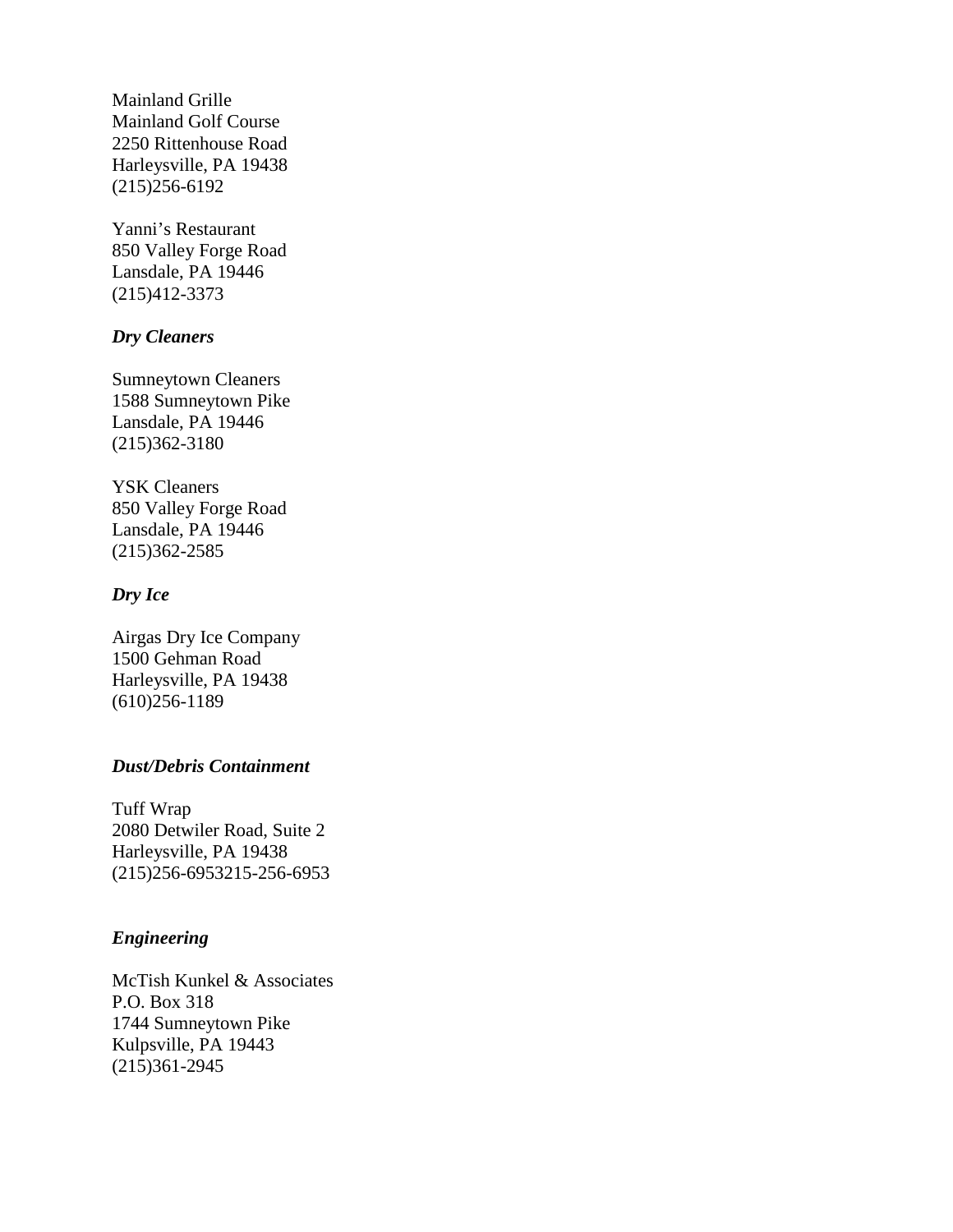Mainland Grille
Mainland Golf Course
2250 Rittenhouse Road
Harleysville, PA 19438
(215)256-6192

Yanni's Restaurant
850 Valley Forge Road
Lansdale, PA 19446
(215)412-3373

### *Dry Cleaners*

Sumneytown Cleaners
1588 Sumneytown Pike
Lansdale, PA 19446
(215)362-3180

YSK Cleaners
850 Valley Forge Road
Lansdale, PA 19446
(215)362-2585

### *Dry Ice*

Airgas Dry Ice Company
1500 Gehman Road
Harleysville, PA 19438
(610)256-1189

### *Dust/Debris Containment*

Tuff Wrap
2080 Detwiler Road, Suite 2
Harleysville, PA 19438
(215)256-6953215-256-6953

### *Engineering*

McTish Kunkel & Associates
P.O. Box 318
1744 Sumneytown Pike
Kulpsville, PA 19443
(215)361-2945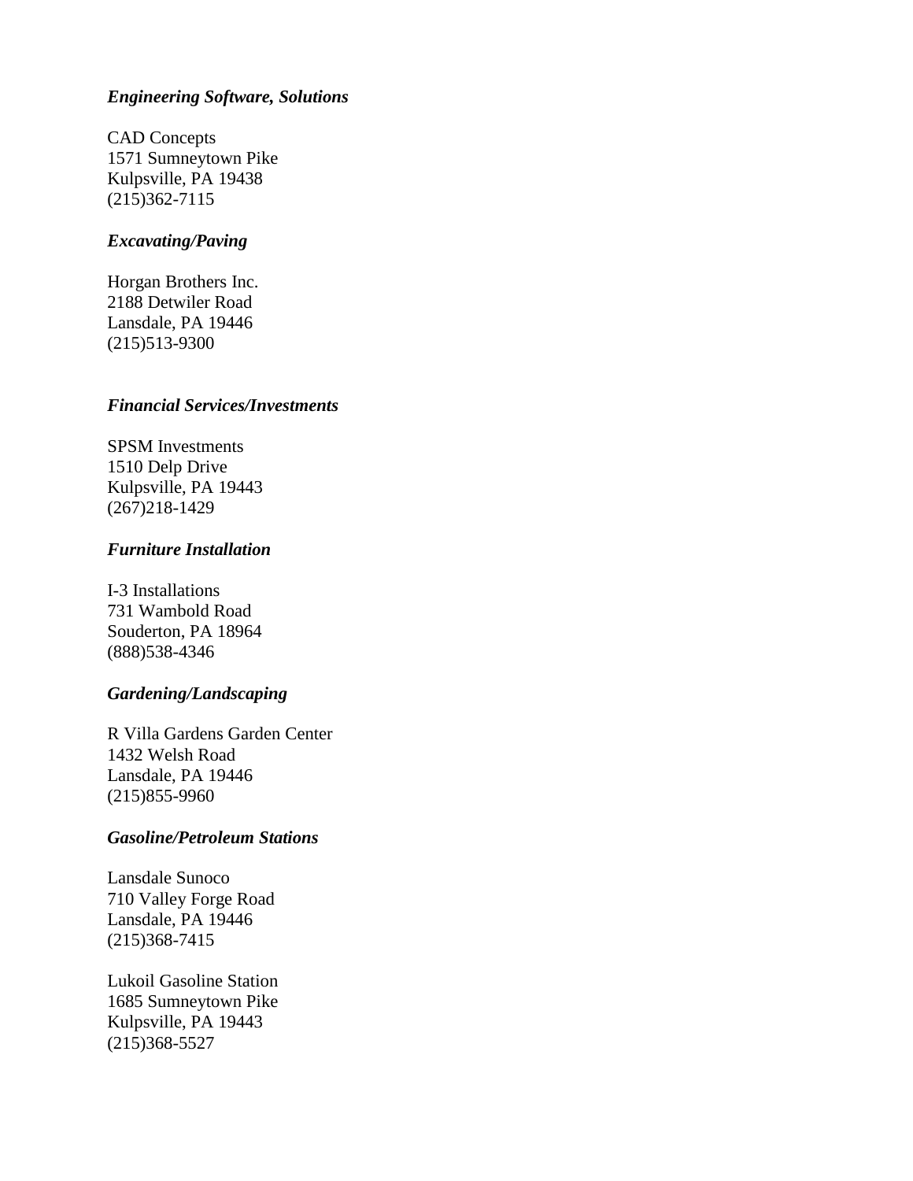***Engineering Software, Solutions***

CAD Concepts
1571 Sumneytown Pike
Kulpsville, PA 19438
(215)362-7115

***Excavating/Paving***

Horgan Brothers Inc.
2188 Detwiler Road
Lansdale, PA 19446
(215)513-9300

***Financial Services/Investments***

SPSM Investments
1510 Delp Drive
Kulpsville, PA 19443
(267)218-1429

***Furniture Installation***

I-3 Installations
731 Wambold Road
Souderton, PA 18964
(888)538-4346

***Gardening/Landscaping***

R Villa Gardens Garden Center
1432 Welsh Road
Lansdale, PA 19446
(215)855-9960

***Gasoline/Petroleum Stations***

Lansdale Sunoco
710 Valley Forge Road
Lansdale, PA 19446
(215)368-7415

Lukoil Gasoline Station
1685 Sumneytown Pike
Kulpsville, PA 19443
(215)368-5527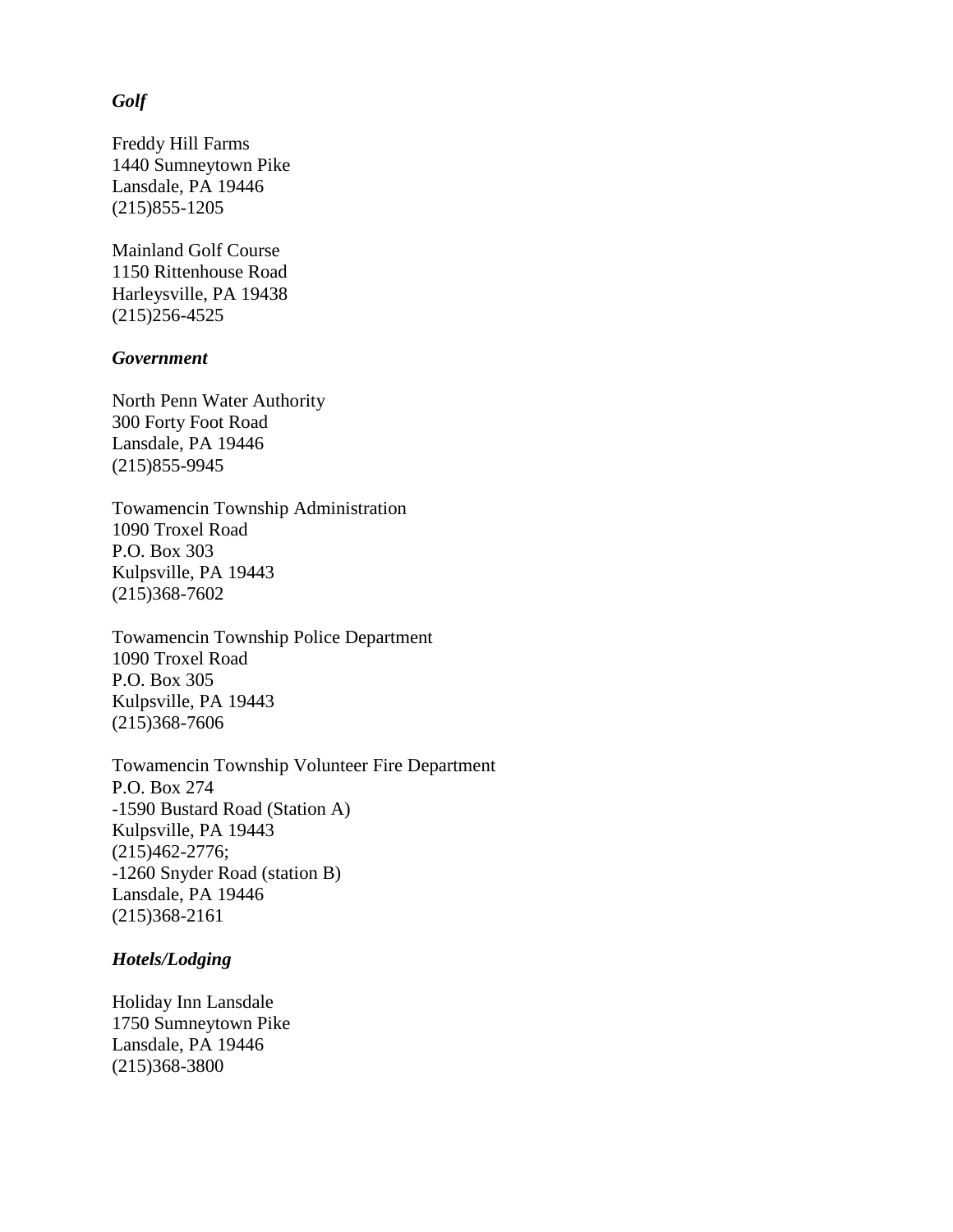***Golf***

Freddy Hill Farms  
1440 Sumneytown Pike  
Lansdale, PA 19446  
(215)855-1205

Mainland Golf Course  
1150 Rittenhouse Road  
Harleysville, PA 19438  
(215)256-4525

***Government***

North Penn Water Authority  
300 Forty Foot Road  
Lansdale, PA 19446  
(215)855-9945

Towamencin Township Administration  
1090 Troxel Road  
P.O. Box 303  
Kulpsville, PA 19443  
(215)368-7602

Towamencin Township Police Department  
1090 Troxel Road  
P.O. Box 305  
Kulpsville, PA 19443  
(215)368-7606

Towamencin Township Volunteer Fire Department  
P.O. Box 274  
-1590 Bustard Road (Station A)  
Kulpsville, PA 19443  
(215)462-2776;  
-1260 Snyder Road (station B)  
Lansdale, PA 19446  
(215)368-2161

***Hotels/Lodging***

Holiday Inn Lansdale  
1750 Sumneytown Pike  
Lansdale, PA 19446  
(215)368-3800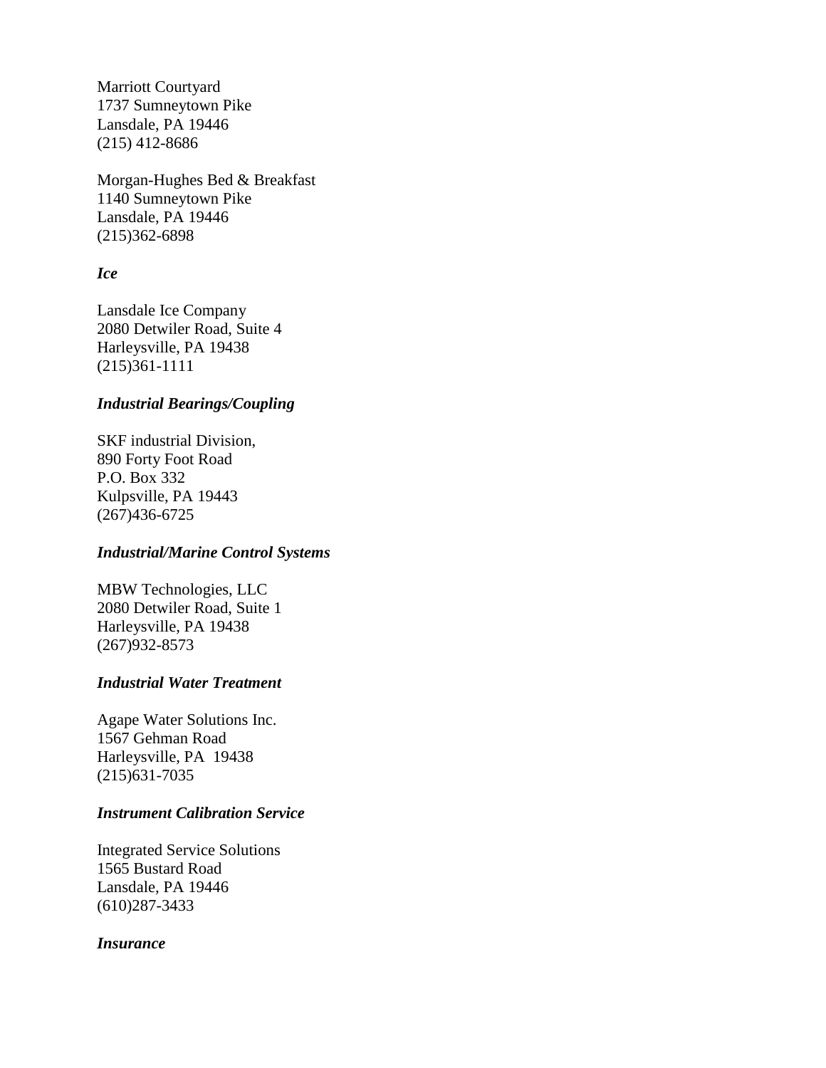Marriott Courtyard
1737 Sumneytown Pike
Lansdale, PA 19446
(215) 412-8686

Morgan-Hughes Bed & Breakfast
1140 Sumneytown Pike
Lansdale, PA 19446
(215)362-6898

***Ice***

Lansdale Ice Company
2080 Detwiler Road, Suite 4
Harleysville, PA 19438
(215)361-1111

***Industrial Bearings/Coupling***

SKF industrial Division,
890 Forty Foot Road
P.O. Box 332
Kulpsville, PA 19443
(267)436-6725

***Industrial/Marine Control Systems***

MBW Technologies, LLC
2080 Detwiler Road, Suite 1
Harleysville, PA 19438
(267)932-8573

***Industrial Water Treatment***

Agape Water Solutions Inc.
1567 Gehman Road
Harleysville, PA 19438
(215)631-7035

***Instrument Calibration Service***

Integrated Service Solutions
1565 Bustard Road
Lansdale, PA 19446
(610)287-3433

***Insurance***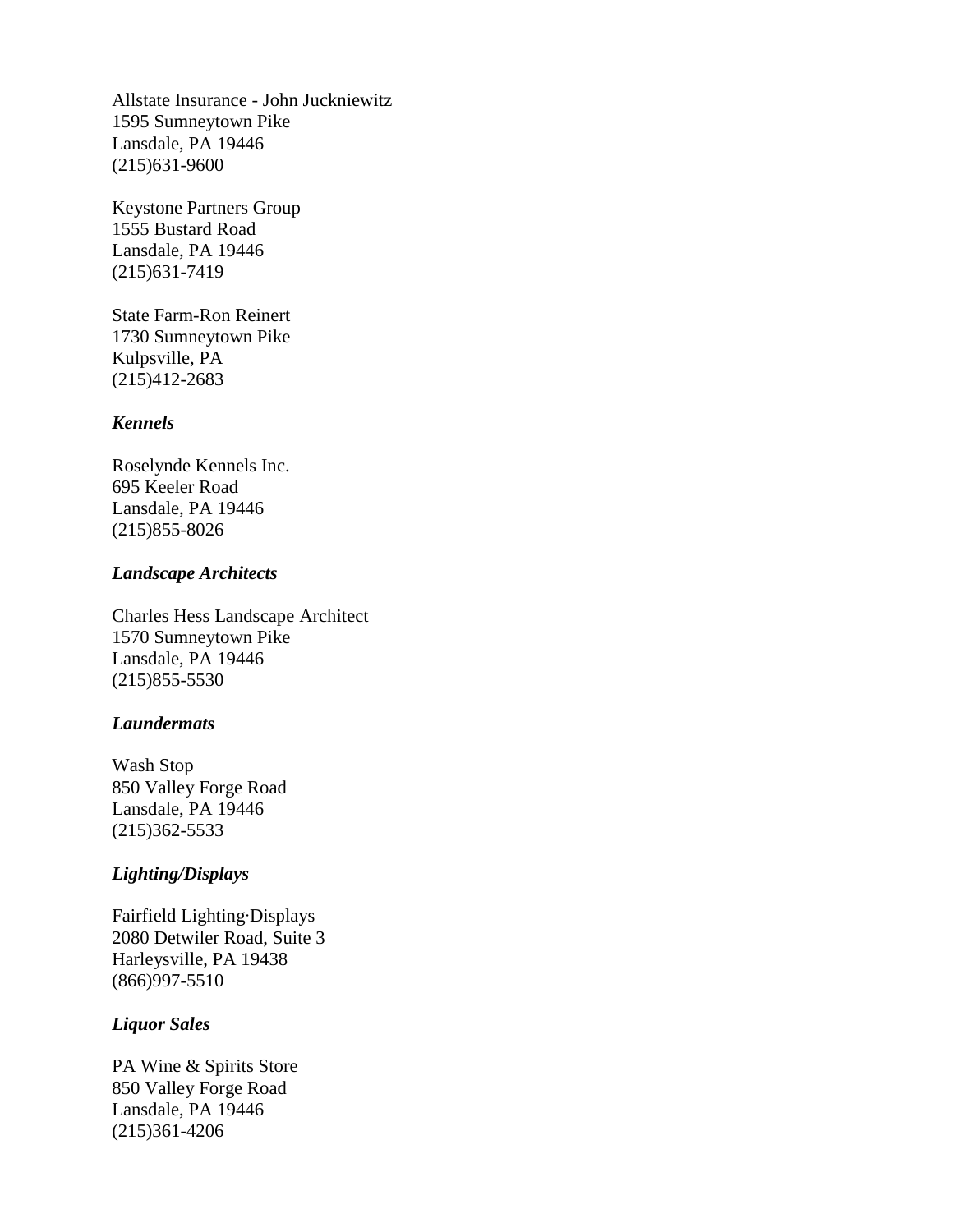Allstate Insurance - John Juckniewitz
1595 Sumneytown Pike
Lansdale, PA 19446
(215)631-9600

Keystone Partners Group
1555 Bustard Road
Lansdale, PA 19446
(215)631-7419

State Farm-Ron Reinert
1730 Sumneytown Pike
Kulpsville, PA
(215)412-2683

***Kennels***

Roselynde Kennels Inc.
695 Keeler Road
Lansdale, PA 19446
(215)855-8026

***Landscape Architects***

Charles Hess Landscape Architect
1570 Sumneytown Pike
Lansdale, PA 19446
(215)855-5530

***Laundermats***

Wash Stop
850 Valley Forge Road
Lansdale, PA 19446
(215)362-5533

***Lighting/Displays***

Fairfield Lighting·Displays
2080 Detwiler Road, Suite 3
Harleysville, PA 19438
(866)997-5510

***Liquor Sales***

PA Wine & Spirits Store
850 Valley Forge Road
Lansdale, PA 19446
(215)361-4206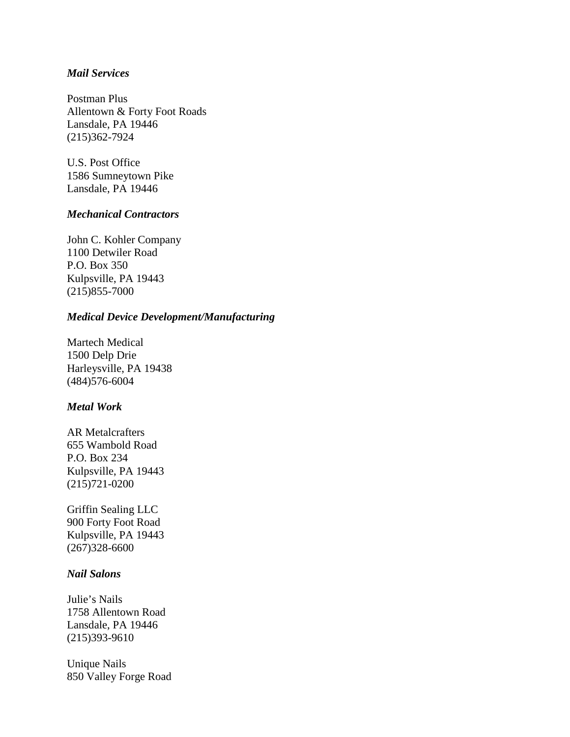***Mail Services***

Postman Plus
Allentown & Forty Foot Roads
Lansdale, PA 19446
(215)362-7924

U.S. Post Office
1586 Sumneytown Pike
Lansdale, PA 19446

***Mechanical Contractors***

John C. Kohler Company
1100 Detwiler Road
P.O. Box 350
Kulpsville, PA 19443
(215)855-7000

***Medical Device Development/Manufacturing***

Martech Medical
1500 Delp Drie
Harleysville, PA 19438
(484)576-6004

***Metal Work***

AR Metalcrafters
655 Wambold Road
P.O. Box 234
Kulpsville, PA 19443
(215)721-0200

Griffin Sealing LLC
900 Forty Foot Road
Kulpsville, PA 19443
(267)328-6600

***Nail Salons***

Julie's Nails
1758 Allentown Road
Lansdale, PA 19446
(215)393-9610

Unique Nails
850 Valley Forge Road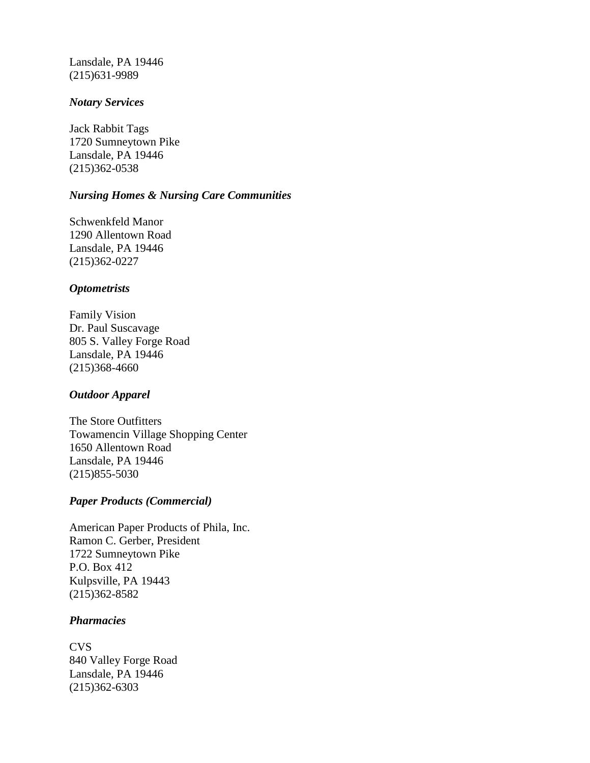Lansdale, PA 19446
(215)631-9989

***Notary Services***

Jack Rabbit Tags
1720 Sumneytown Pike
Lansdale, PA 19446
(215)362-0538

***Nursing Homes & Nursing Care Communities***

Schwenkfeld Manor
1290 Allentown Road
Lansdale, PA 19446
(215)362-0227

***Optometrists***

Family Vision
Dr. Paul Suscavage
805 S. Valley Forge Road
Lansdale, PA 19446
(215)368-4660

***Outdoor Apparel***

The Store Outfitters
Towamencin Village Shopping Center
1650 Allentown Road
Lansdale, PA 19446
(215)855-5030

***Paper Products (Commercial)***

American Paper Products of Phila, Inc.
Ramon C. Gerber, President
1722 Sumneytown Pike
P.O. Box 412
Kulpsville, PA 19443
(215)362-8582

***Pharmacies***

CVS
840 Valley Forge Road
Lansdale, PA 19446
(215)362-6303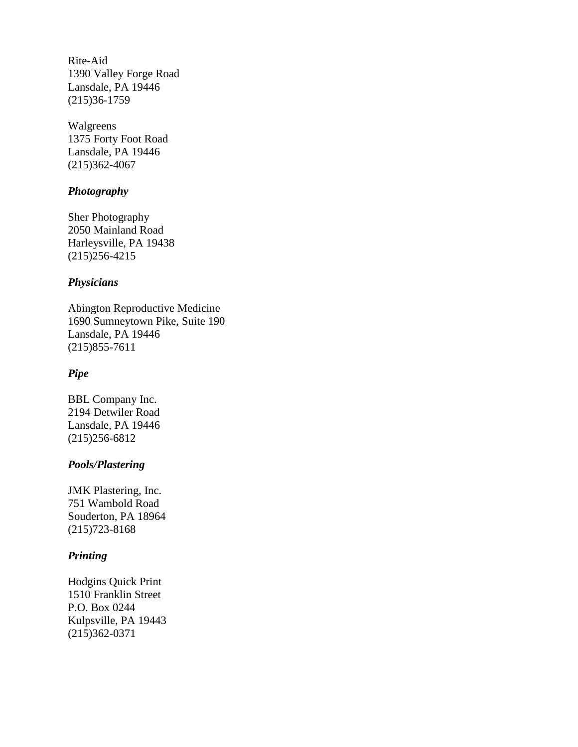Rite-Aid  
1390 Valley Forge Road  
Lansdale, PA 19446  
(215)36-1759

Walgreens  
1375 Forty Foot Road  
Lansdale, PA 19446  
(215)362-4067

***Photography***

Sher Photography  
2050 Mainland Road  
Harleysville, PA 19438  
(215)256-4215

***Physicians***

Abington Reproductive Medicine  
1690 Sumneytown Pike, Suite 190  
Lansdale, PA 19446  
(215)855-7611

***Pipe***

BBL Company Inc.  
2194 Detwiler Road  
Lansdale, PA 19446  
(215)256-6812

***Pools/Plastering***

JMK Plastering, Inc.  
751 Wambold Road  
Souderton, PA 18964  
(215)723-8168

***Printing***

Hodgins Quick Print  
1510 Franklin Street  
P.O. Box 0244  
Kulpsville, PA 19443  
(215)362-0371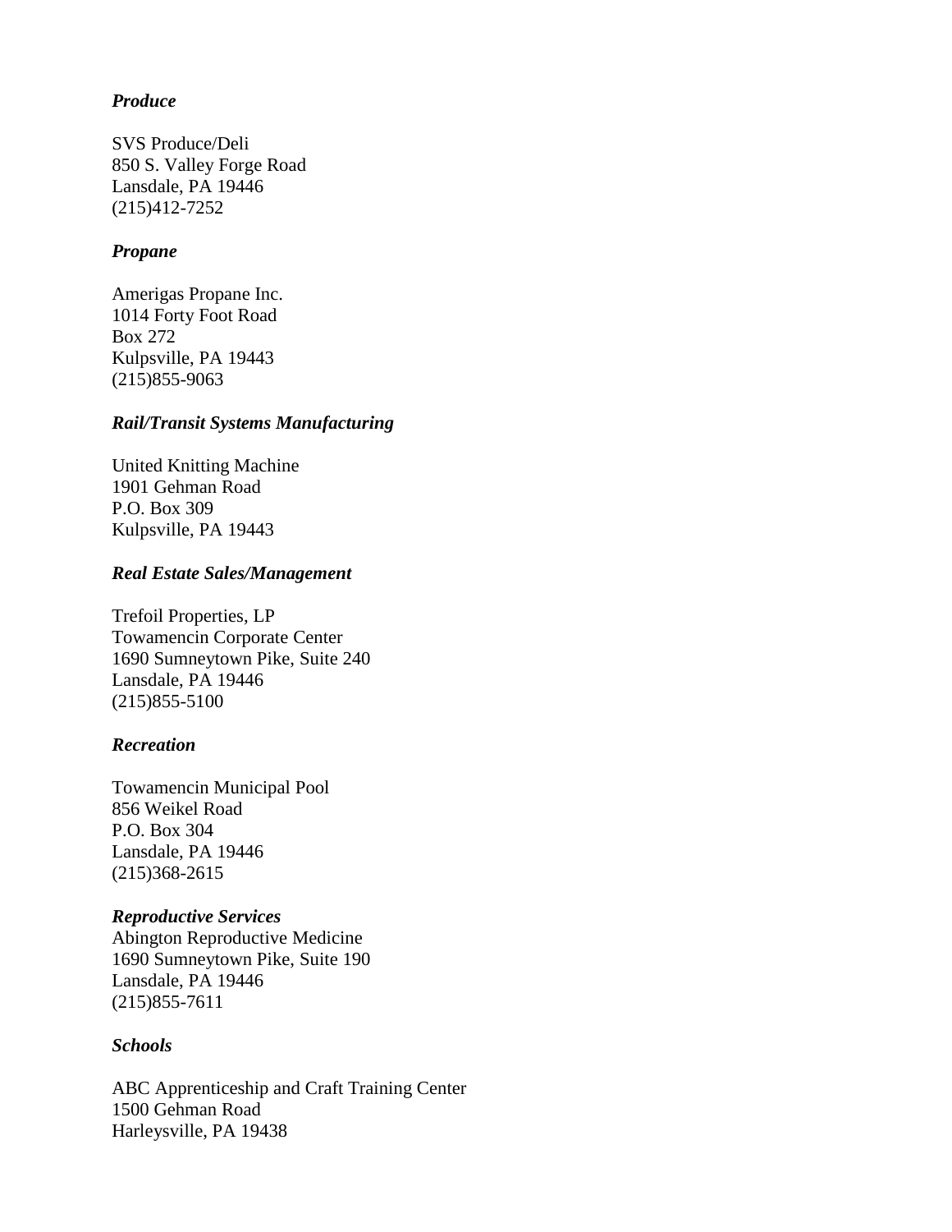***Produce***

SVS Produce/Deli
850 S. Valley Forge Road
Lansdale, PA 19446
(215)412-7252

***Propane***

Amerigas Propane Inc.
1014 Forty Foot Road
Box 272
Kulpsville, PA 19443
(215)855-9063

***Rail/Transit Systems Manufacturing***

United Knitting Machine
1901 Gehman Road
P.O. Box 309
Kulpsville, PA 19443

***Real Estate Sales/Management***

Trefoil Properties, LP
Towamencin Corporate Center
1690 Sumneytown Pike, Suite 240
Lansdale, PA 19446
(215)855-5100

***Recreation***

Towamencin Municipal Pool
856 Weikel Road
P.O. Box 304
Lansdale, PA 19446
(215)368-2615

***Reproductive Services***
Abington Reproductive Medicine
1690 Sumneytown Pike, Suite 190
Lansdale, PA 19446
(215)855-7611

***Schools***

ABC Apprenticeship and Craft Training Center
1500 Gehman Road
Harleysville, PA 19438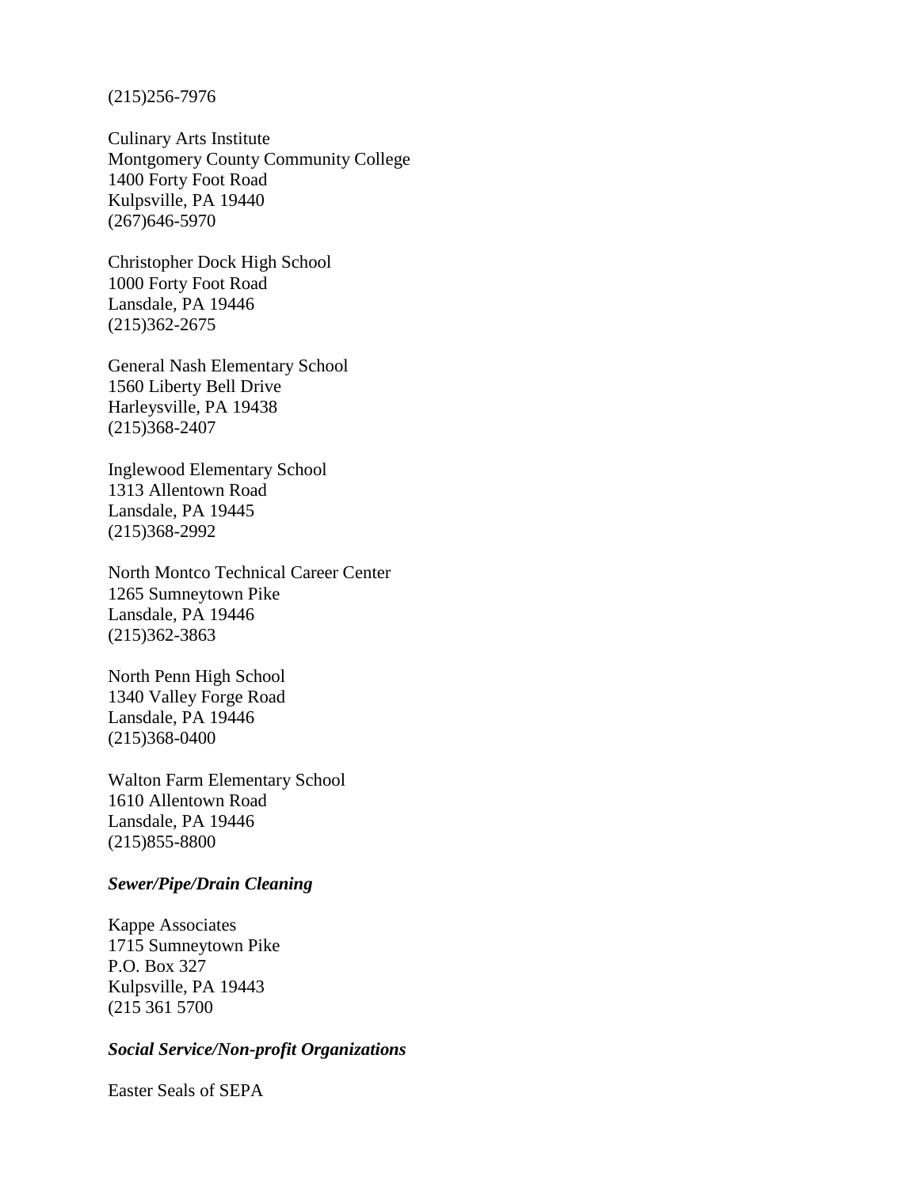(215)256-7976

Culinary Arts Institute
Montgomery County Community College
1400 Forty Foot Road
Kulpsville, PA 19440
(267)646-5970

Christopher Dock High School
1000 Forty Foot Road
Lansdale, PA 19446
(215)362-2675

General Nash Elementary School
1560 Liberty Bell Drive
Harleysville, PA 19438
(215)368-2407

Inglewood Elementary School
1313 Allentown Road
Lansdale, PA 19445
(215)368-2992

North Montco Technical Career Center
1265 Sumneytown Pike
Lansdale, PA 19446
(215)362-3863

North Penn High School
1340 Valley Forge Road
Lansdale, PA 19446
(215)368-0400

Walton Farm Elementary School
1610 Allentown Road
Lansdale, PA 19446
(215)855-8800

***Sewer/Pipe/Drain Cleaning***

Kappe Associates
1715 Sumneytown Pike
P.O. Box 327
Kulpsville, PA 19443
(215 361 5700

***Social Service/Non-profit Organizations***

Easter Seals of SEPA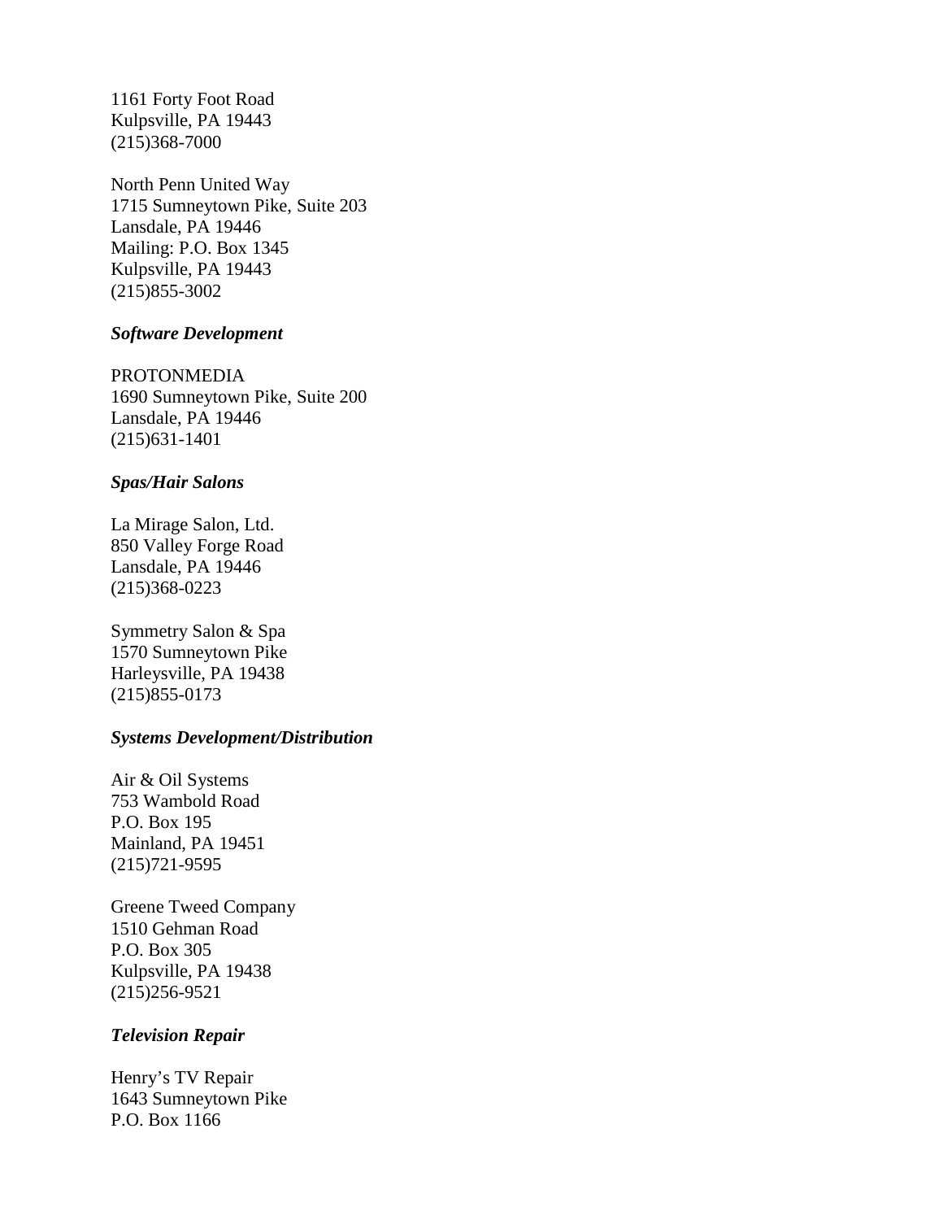1161 Forty Foot Road
Kulpsville, PA 19443
(215)368-7000

North Penn United Way
1715 Sumneytown Pike, Suite 203
Lansdale, PA 19446
Mailing: P.O. Box 1345
Kulpsville, PA 19443
(215)855-3002

***Software Development***

PROTONMEDIA
1690 Sumneytown Pike, Suite 200
Lansdale, PA 19446
(215)631-1401

***Spas/Hair Salons***

La Mirage Salon, Ltd.
850 Valley Forge Road
Lansdale, PA 19446
(215)368-0223

Symmetry Salon & Spa
1570 Sumneytown Pike
Harleysville, PA 19438
(215)855-0173

***Systems Development/Distribution***

Air & Oil Systems
753 Wambold Road
P.O. Box 195
Mainland, PA 19451
(215)721-9595

Greene Tweed Company
1510 Gehman Road
P.O. Box 305
Kulpsville, PA 19438
(215)256-9521

***Television Repair***

Henry's TV Repair
1643 Sumneytown Pike
P.O. Box 1166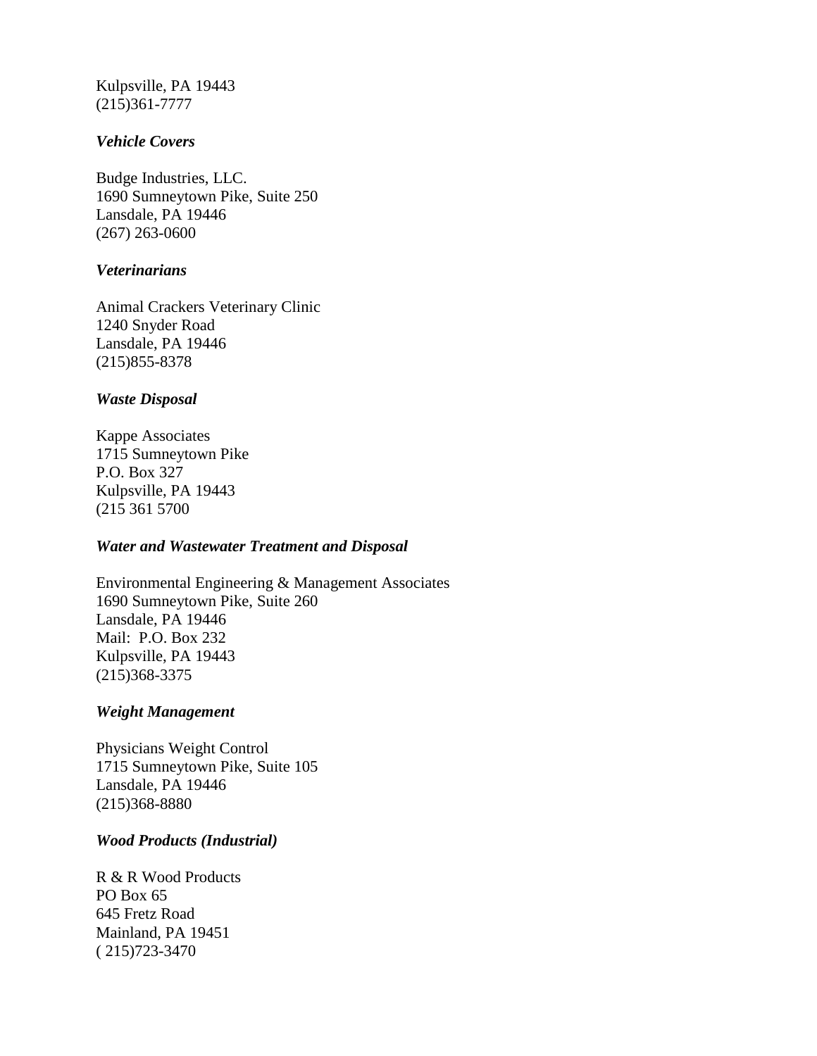Kulpsville, PA 19443
(215)361-7777

***Vehicle Covers***

Budge Industries, LLC.
1690 Sumneytown Pike, Suite 250
Lansdale, PA 19446
(267) 263-0600

***Veterinarians***

Animal Crackers Veterinary Clinic
1240 Snyder Road
Lansdale, PA 19446
(215)855-8378

***Waste Disposal***

Kappe Associates
1715 Sumneytown Pike
P.O. Box 327
Kulpsville, PA 19443
(215 361 5700

***Water and Wastewater Treatment and Disposal***

Environmental Engineering & Management Associates
1690 Sumneytown Pike, Suite 260
Lansdale, PA 19446
Mail: P.O. Box 232
Kulpsville, PA 19443
(215)368-3375

***Weight Management***

Physicians Weight Control
1715 Sumneytown Pike, Suite 105
Lansdale, PA 19446
(215)368-8880

***Wood Products (Industrial)***

R & R Wood Products
PO Box 65
645 Fretz Road
Mainland, PA 19451
( 215)723-3470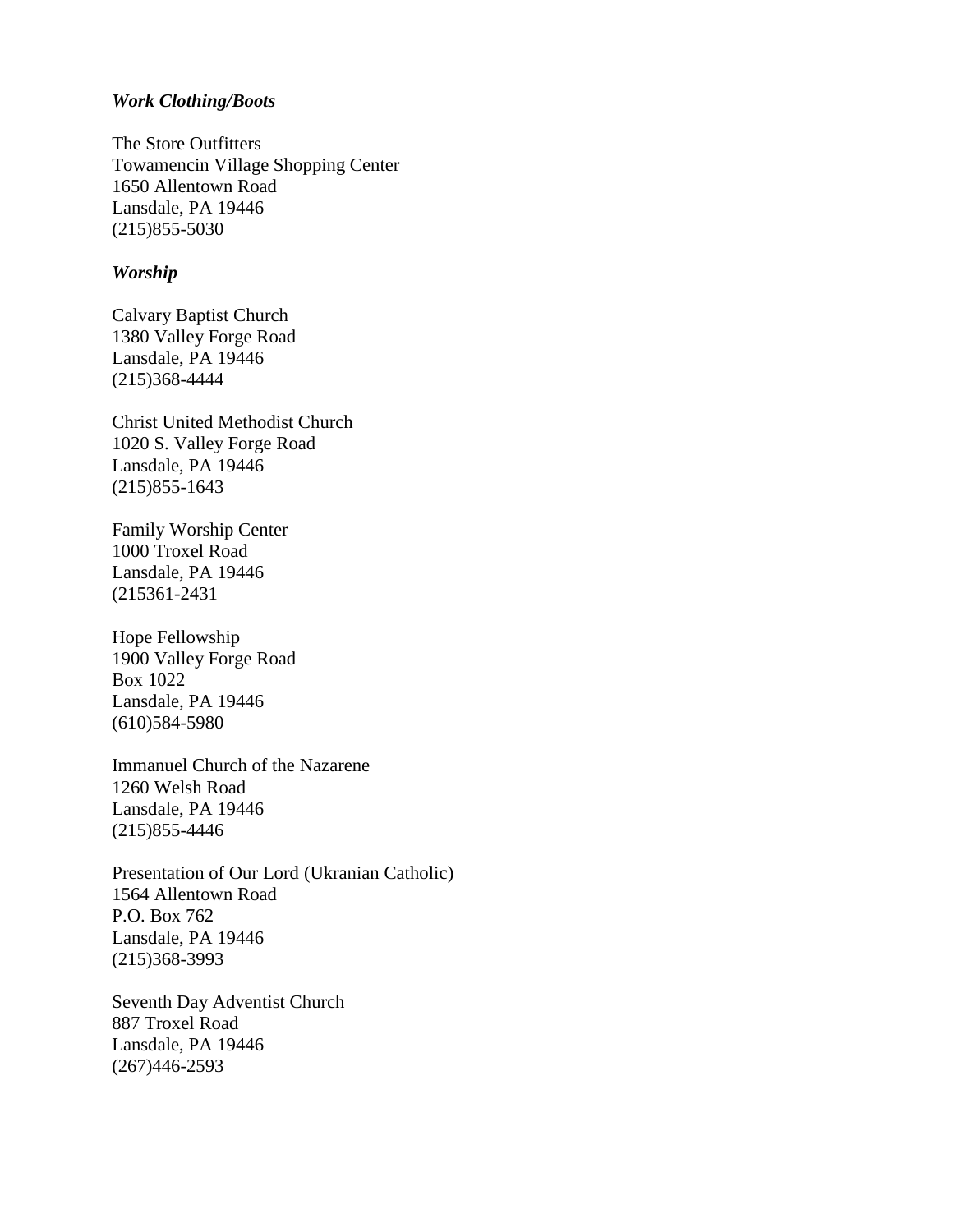***Work Clothing/Boots***

The Store Outfitters
Towamencin Village Shopping Center
1650 Allentown Road
Lansdale, PA 19446
(215)855-5030

***Worship***

Calvary Baptist Church
1380 Valley Forge Road
Lansdale, PA 19446
(215)368-4444

Christ United Methodist Church
1020 S. Valley Forge Road
Lansdale, PA 19446
(215)855-1643

Family Worship Center
1000 Troxel Road
Lansdale, PA 19446
(215361-2431

Hope Fellowship
1900 Valley Forge Road
Box 1022
Lansdale, PA 19446
(610)584-5980

Immanuel Church of the Nazarene
1260 Welsh Road
Lansdale, PA 19446
(215)855-4446

Presentation of Our Lord (Ukranian Catholic)
1564 Allentown Road
P.O. Box 762
Lansdale, PA 19446
(215)368-3993

Seventh Day Adventist Church
887 Troxel Road
Lansdale, PA 19446
(267)446-2593